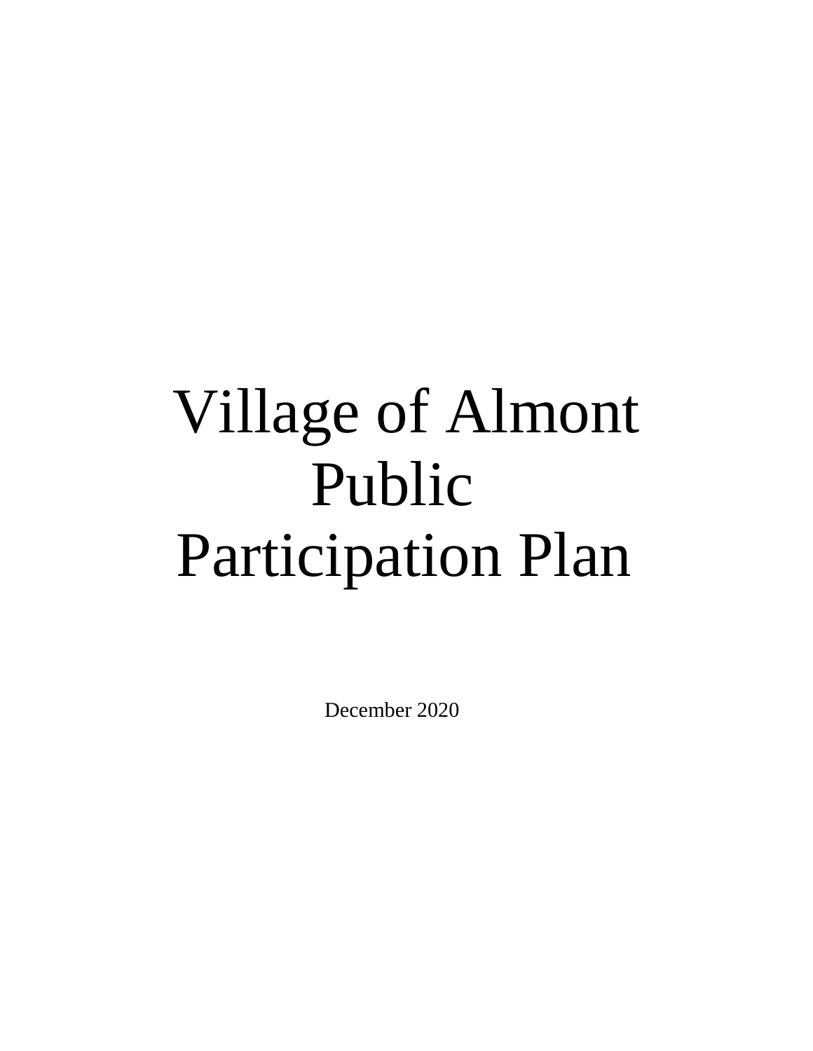# Village of Almont Public Participation Plan

December 2020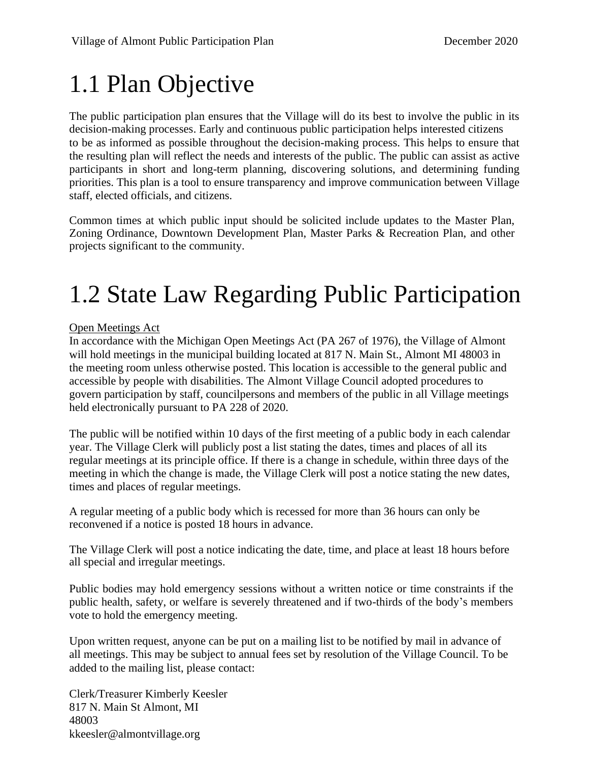# 1.1 Plan Objective

The public participation plan ensures that the Village will do its best to involve the public in its decision-making processes. Early and continuous public participation helps interested citizens to be as informed as possible throughout the decision-making process. This helps to ensure that the resulting plan will reflect the needs and interests of the public. The public can assist as active participants in short and long-term planning, discovering solutions, and determining funding priorities. This plan is a tool to ensure transparency and improve communication between Village staff, elected officials, and citizens.

Common times at which public input should be solicited include updates to the Master Plan, Zoning Ordinance, Downtown Development Plan, Master Parks & Recreation Plan, and other projects significant to the community.

# 1.2 State Law Regarding Public Participation

<u>Open Meetings Act</u>

In accordance with the Michigan Open Meetings Act (PA 267 of 1976), the Village of Almont will hold meetings in the municipal building located at 817 N. Main St., Almont MI 48003 in the meeting room unless otherwise posted. This location is accessible to the general public and accessible by people with disabilities. The Almont Village Council adopted procedures to govern participation by staff, councilpersons and members of the public in all Village meetings held electronically pursuant to PA 228 of 2020.

The public will be notified within 10 days of the first meeting of a public body in each calendar year. The Village Clerk will publicly post a list stating the dates, times and places of all its regular meetings at its principle office. If there is a change in schedule, within three days of the meeting in which the change is made, the Village Clerk will post a notice stating the new dates, times and places of regular meetings.

A regular meeting of a public body which is recessed for more than 36 hours can only be reconvened if a notice is posted 18 hours in advance.

The Village Clerk will post a notice indicating the date, time, and place at least 18 hours before all special and irregular meetings.

Public bodies may hold emergency sessions without a written notice or time constraints if the public health, safety, or welfare is severely threatened and if two-thirds of the body's members vote to hold the emergency meeting.

Upon written request, anyone can be put on a mailing list to be notified by mail in advance of all meetings. This may be subject to annual fees set by resolution of the Village Council. To be added to the mailing list, please contact:

Clerk/Treasurer Kimberly Keesler
817 N. Main St Almont, MI
48003
kkeesler@almontvillage.org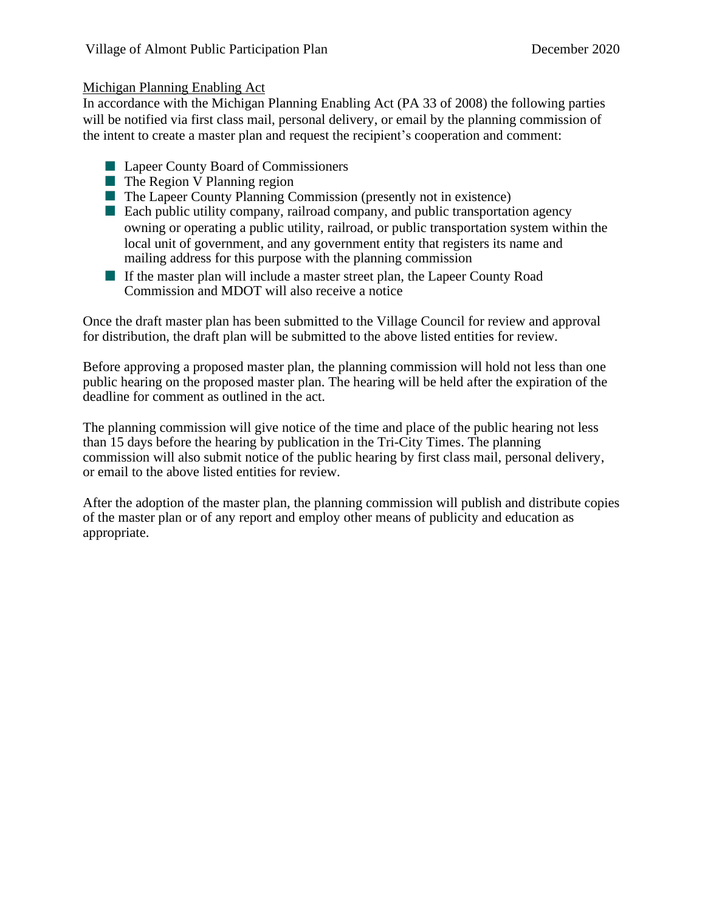Michigan Planning Enabling Act

In accordance with the Michigan Planning Enabling Act (PA 33 of 2008) the following parties will be notified via first class mail, personal delivery, or email by the planning commission of the intent to create a master plan and request the recipient's cooperation and comment:

- Lapeer County Board of Commissioners
- The Region V Planning region
- The Lapeer County Planning Commission (presently not in existence)
- Each public utility company, railroad company, and public transportation agency owning or operating a public utility, railroad, or public transportation system within the local unit of government, and any government entity that registers its name and mailing address for this purpose with the planning commission
- If the master plan will include a master street plan, the Lapeer County Road Commission and MDOT will also receive a notice

Once the draft master plan has been submitted to the Village Council for review and approval for distribution, the draft plan will be submitted to the above listed entities for review.

Before approving a proposed master plan, the planning commission will hold not less than one public hearing on the proposed master plan. The hearing will be held after the expiration of the deadline for comment as outlined in the act.

The planning commission will give notice of the time and place of the public hearing not less than 15 days before the hearing by publication in the Tri-City Times. The planning commission will also submit notice of the public hearing by first class mail, personal delivery, or email to the above listed entities for review.

After the adoption of the master plan, the planning commission will publish and distribute copies of the master plan or of any report and employ other means of publicity and education as appropriate.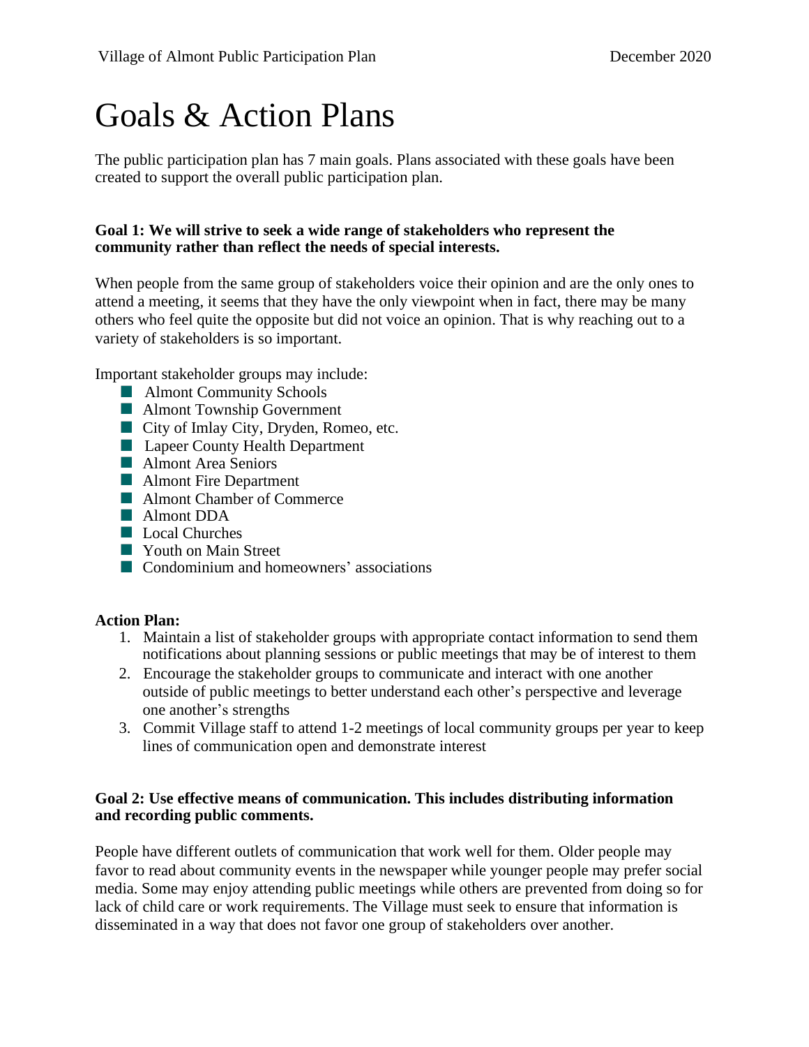# Goals & Action Plans

The public participation plan has 7 main goals. Plans associated with these goals have been created to support the overall public participation plan.

**Goal 1: We will strive to seek a wide range of stakeholders who represent the community rather than reflect the needs of special interests.**

When people from the same group of stakeholders voice their opinion and are the only ones to attend a meeting, it seems that they have the only viewpoint when in fact, there may be many others who feel quite the opposite but did not voice an opinion. That is why reaching out to a variety of stakeholders is so important.

Important stakeholder groups may include:

- Almont Community Schools
- Almont Township Government
- City of Imlay City, Dryden, Romeo, etc.
- Lapeer County Health Department
- Almont Area Seniors
- Almont Fire Department
- Almont Chamber of Commerce
- Almont DDA
- Local Churches
- Youth on Main Street
- Condominium and homeowners' associations

**Action Plan:**

1. Maintain a list of stakeholder groups with appropriate contact information to send them notifications about planning sessions or public meetings that may be of interest to them
2. Encourage the stakeholder groups to communicate and interact with one another outside of public meetings to better understand each other's perspective and leverage one another's strengths
3. Commit Village staff to attend 1-2 meetings of local community groups per year to keep lines of communication open and demonstrate interest

**Goal 2: Use effective means of communication. This includes distributing information and recording public comments.**

People have different outlets of communication that work well for them. Older people may favor to read about community events in the newspaper while younger people may prefer social media. Some may enjoy attending public meetings while others are prevented from doing so for lack of child care or work requirements. The Village must seek to ensure that information is disseminated in a way that does not favor one group of stakeholders over another.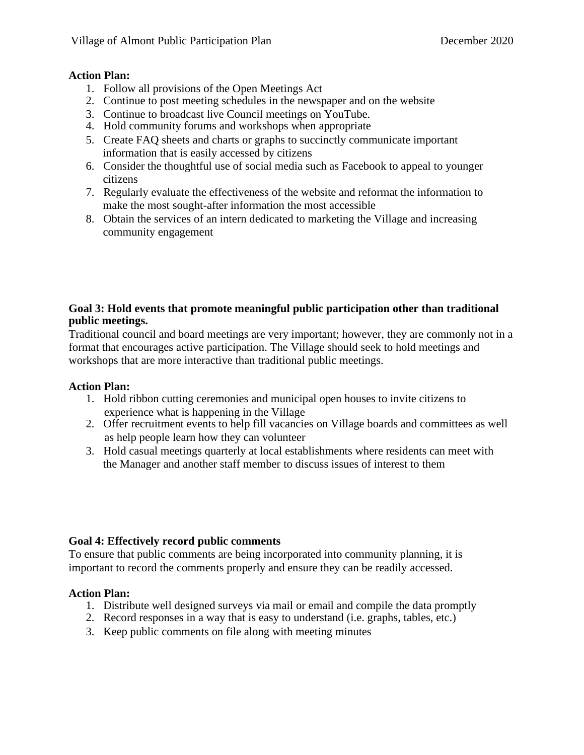**Action Plan:**

1. Follow all provisions of the Open Meetings Act
2. Continue to post meeting schedules in the newspaper and on the website
3. Continue to broadcast live Council meetings on YouTube.
4. Hold community forums and workshops when appropriate
5. Create FAQ sheets and charts or graphs to succinctly communicate important information that is easily accessed by citizens
6. Consider the thoughtful use of social media such as Facebook to appeal to younger citizens
7. Regularly evaluate the effectiveness of the website and reformat the information to make the most sought-after information the most accessible
8. Obtain the services of an intern dedicated to marketing the Village and increasing community engagement

**Goal 3: Hold events that promote meaningful public participation other than traditional public meetings.**

Traditional council and board meetings are very important; however, they are commonly not in a format that encourages active participation. The Village should seek to hold meetings and workshops that are more interactive than traditional public meetings.

**Action Plan:**

1. Hold ribbon cutting ceremonies and municipal open houses to invite citizens to experience what is happening in the Village
2. Offer recruitment events to help fill vacancies on Village boards and committees as well as help people learn how they can volunteer
3. Hold casual meetings quarterly at local establishments where residents can meet with the Manager and another staff member to discuss issues of interest to them

**Goal 4: Effectively record public comments**

To ensure that public comments are being incorporated into community planning, it is important to record the comments properly and ensure they can be readily accessed.

**Action Plan:**

1. Distribute well designed surveys via mail or email and compile the data promptly
2. Record responses in a way that is easy to understand (i.e. graphs, tables, etc.)
3. Keep public comments on file along with meeting minutes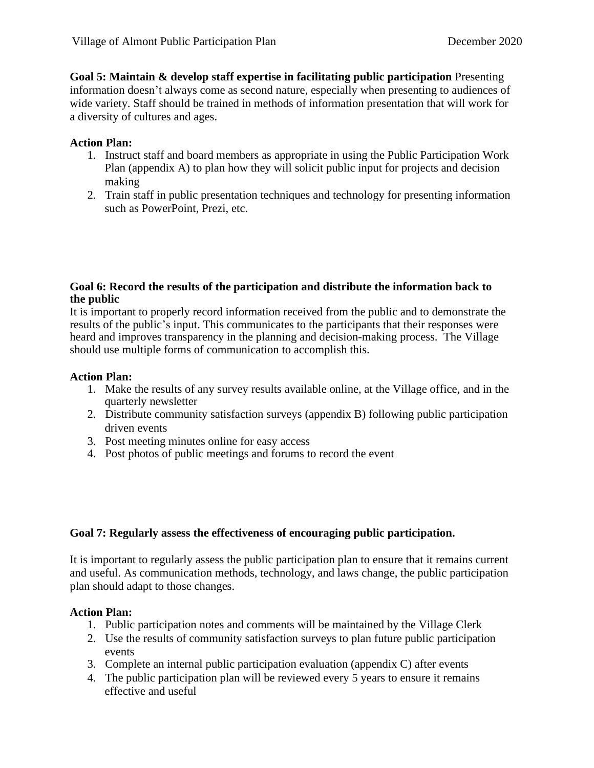**Goal 5: Maintain & develop staff expertise in facilitating public participation** Presenting information doesn't always come as second nature, especially when presenting to audiences of wide variety. Staff should be trained in methods of information presentation that will work for a diversity of cultures and ages.

**Action Plan:**

1. Instruct staff and board members as appropriate in using the Public Participation Work Plan (appendix A) to plan how they will solicit public input for projects and decision making
2. Train staff in public presentation techniques and technology for presenting information such as PowerPoint, Prezi, etc.

**Goal 6: Record the results of the participation and distribute the information back to the public**

It is important to properly record information received from the public and to demonstrate the results of the public's input. This communicates to the participants that their responses were heard and improves transparency in the planning and decision-making process. The Village should use multiple forms of communication to accomplish this.

**Action Plan:**

1. Make the results of any survey results available online, at the Village office, and in the quarterly newsletter
2. Distribute community satisfaction surveys (appendix B) following public participation driven events
3. Post meeting minutes online for easy access
4. Post photos of public meetings and forums to record the event

**Goal 7: Regularly assess the effectiveness of encouraging public participation.**

It is important to regularly assess the public participation plan to ensure that it remains current and useful. As communication methods, technology, and laws change, the public participation plan should adapt to those changes.

**Action Plan:**

1. Public participation notes and comments will be maintained by the Village Clerk
2. Use the results of community satisfaction surveys to plan future public participation events
3. Complete an internal public participation evaluation (appendix C) after events
4. The public participation plan will be reviewed every 5 years to ensure it remains effective and useful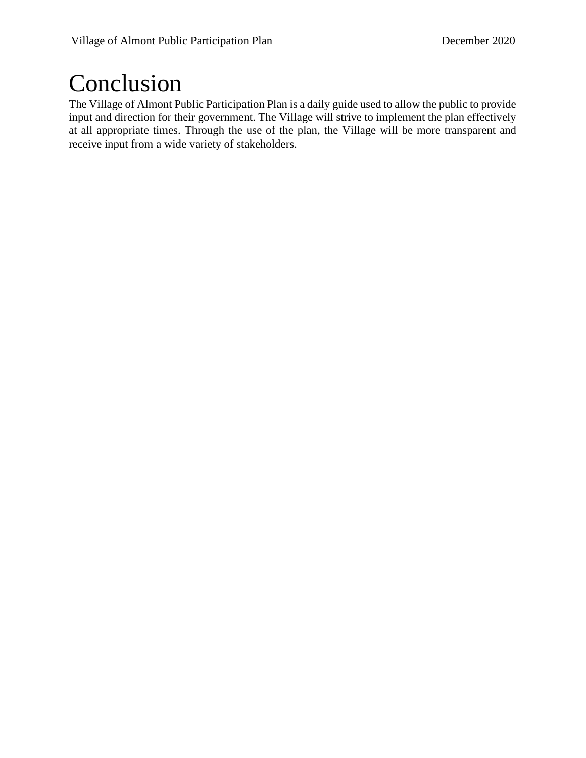# Conclusion

The Village of Almont Public Participation Plan is a daily guide used to allow the public to provide input and direction for their government. The Village will strive to implement the plan effectively at all appropriate times. Through the use of the plan, the Village will be more transparent and receive input from a wide variety of stakeholders.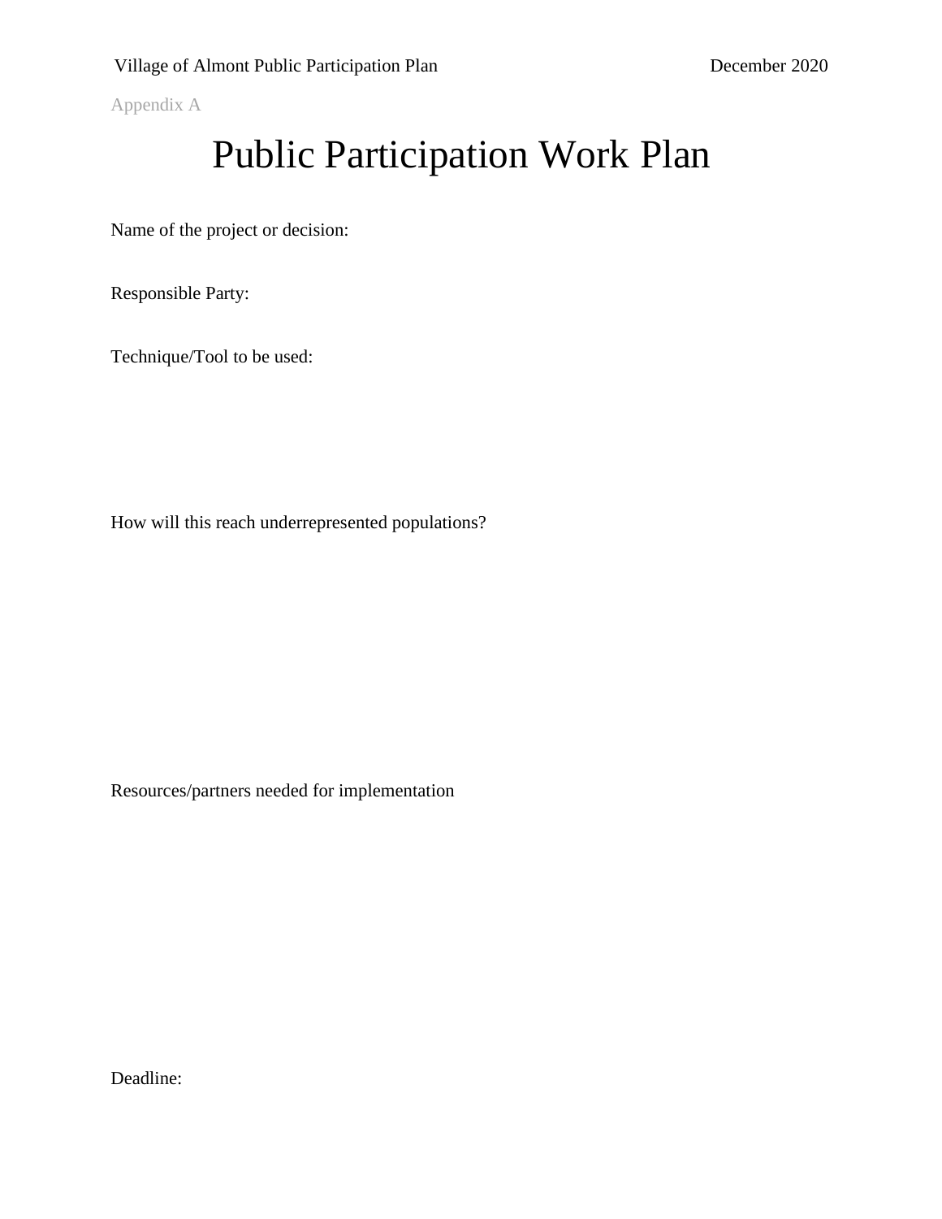Appendix A

# Public Participation Work Plan

Name of the project or decision:

Responsible Party:

Technique/Tool to be used:

How will this reach underrepresented populations?

Resources/partners needed for implementation

Deadline: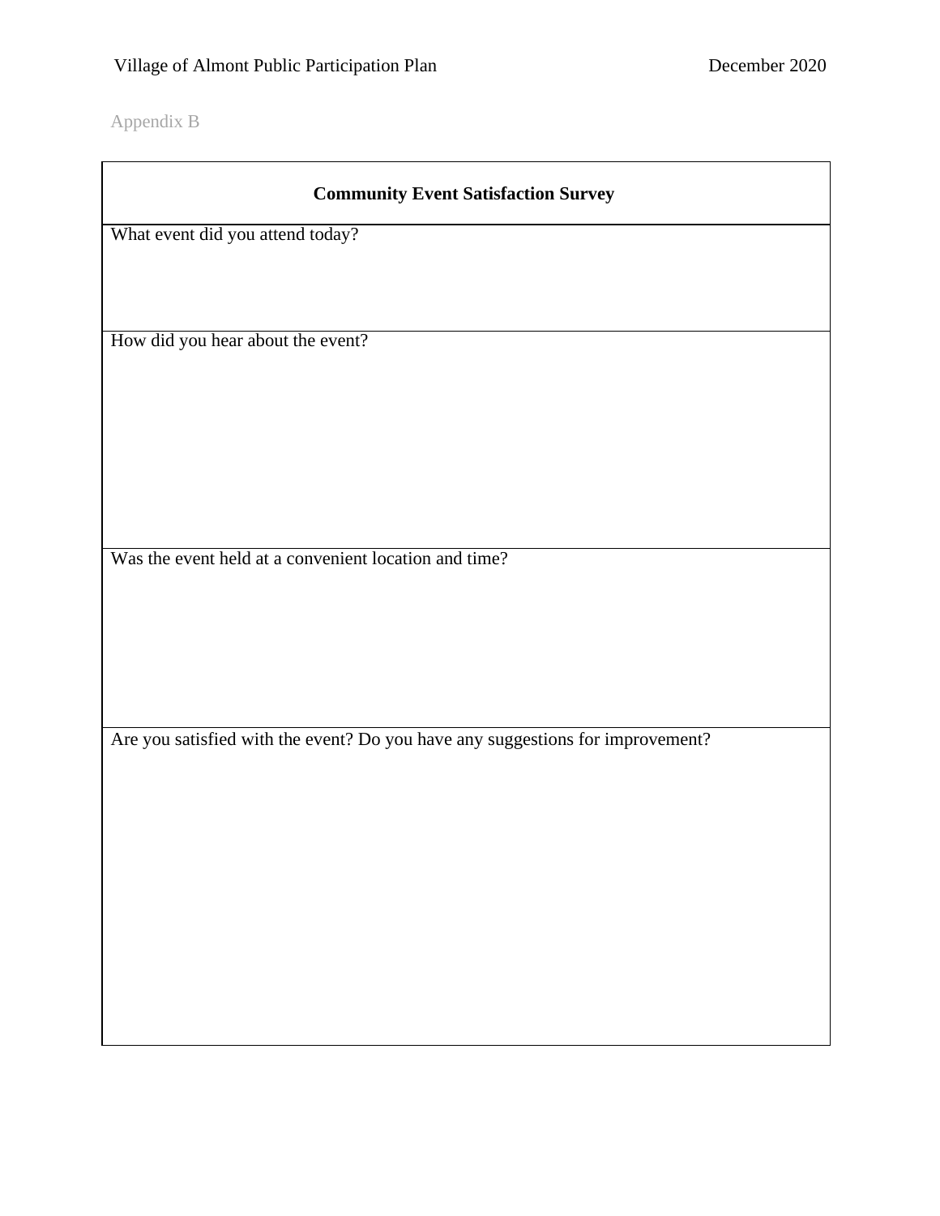Appendix B

| Community Event Satisfaction Survey |
| --- |
| What event did you attend today? |
| How did you hear about the event? |
| Was the event held at a convenient location and time? |
| Are you satisfied with the event? Do you have any suggestions for improvement? |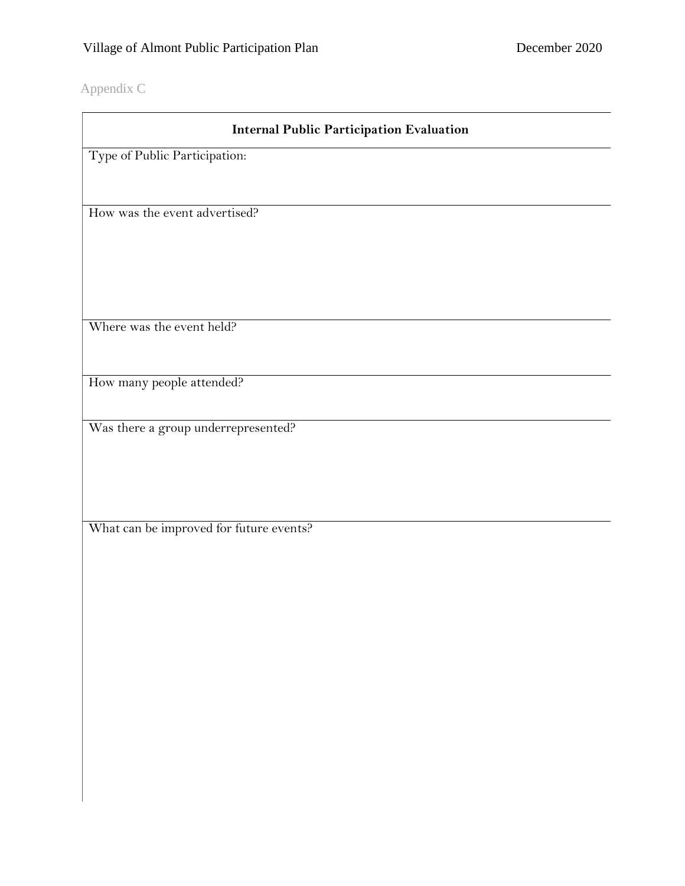Appendix C

| Internal Public Participation Evaluation |
| --- |
| Type of Public Participation: |
| How was the event advertised? |
| Where was the event held? |
| How many people attended? |
| Was there a group underrepresented? |
| What can be improved for future events? |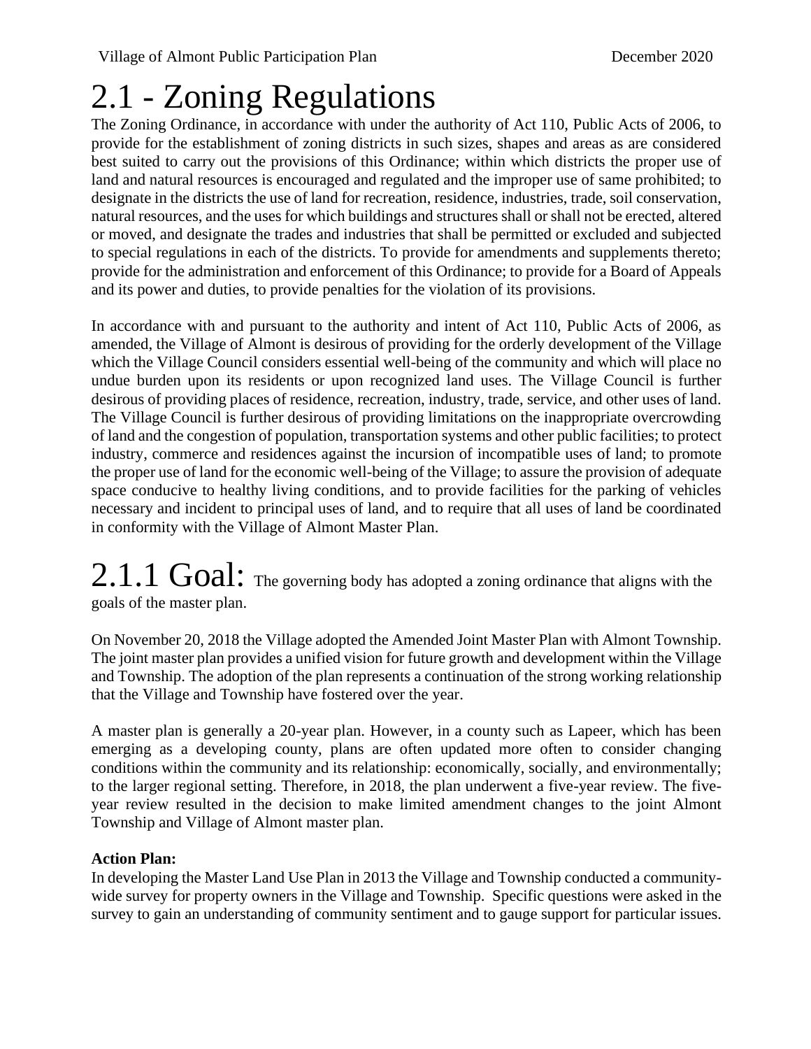# 2.1 - Zoning Regulations

The Zoning Ordinance, in accordance with under the authority of Act 110, Public Acts of 2006, to provide for the establishment of zoning districts in such sizes, shapes and areas as are considered best suited to carry out the provisions of this Ordinance; within which districts the proper use of land and natural resources is encouraged and regulated and the improper use of same prohibited; to designate in the districts the use of land for recreation, residence, industries, trade, soil conservation, natural resources, and the uses for which buildings and structures shall or shall not be erected, altered or moved, and designate the trades and industries that shall be permitted or excluded and subjected to special regulations in each of the districts. To provide for amendments and supplements thereto; provide for the administration and enforcement of this Ordinance; to provide for a Board of Appeals and its power and duties, to provide penalties for the violation of its provisions.

In accordance with and pursuant to the authority and intent of Act 110, Public Acts of 2006, as amended, the Village of Almont is desirous of providing for the orderly development of the Village which the Village Council considers essential well-being of the community and which will place no undue burden upon its residents or upon recognized land uses. The Village Council is further desirous of providing places of residence, recreation, industry, trade, service, and other uses of land. The Village Council is further desirous of providing limitations on the inappropriate overcrowding of land and the congestion of population, transportation systems and other public facilities; to protect industry, commerce and residences against the incursion of incompatible uses of land; to promote the proper use of land for the economic well-being of the Village; to assure the provision of adequate space conducive to healthy living conditions, and to provide facilities for the parking of vehicles necessary and incident to principal uses of land, and to require that all uses of land be coordinated in conformity with the Village of Almont Master Plan.

## 2.1.1 Goal: The governing body has adopted a zoning ordinance that aligns with the goals of the master plan.

On November 20, 2018 the Village adopted the Amended Joint Master Plan with Almont Township. The joint master plan provides a unified vision for future growth and development within the Village and Township. The adoption of the plan represents a continuation of the strong working relationship that the Village and Township have fostered over the year.

A master plan is generally a 20-year plan. However, in a county such as Lapeer, which has been emerging as a developing county, plans are often updated more often to consider changing conditions within the community and its relationship: economically, socially, and environmentally; to the larger regional setting. Therefore, in 2018, the plan underwent a five-year review. The five-year review resulted in the decision to make limited amendment changes to the joint Almont Township and Village of Almont master plan.

**Action Plan:**

In developing the Master Land Use Plan in 2013 the Village and Township conducted a community-wide survey for property owners in the Village and Township. Specific questions were asked in the survey to gain an understanding of community sentiment and to gauge support for particular issues.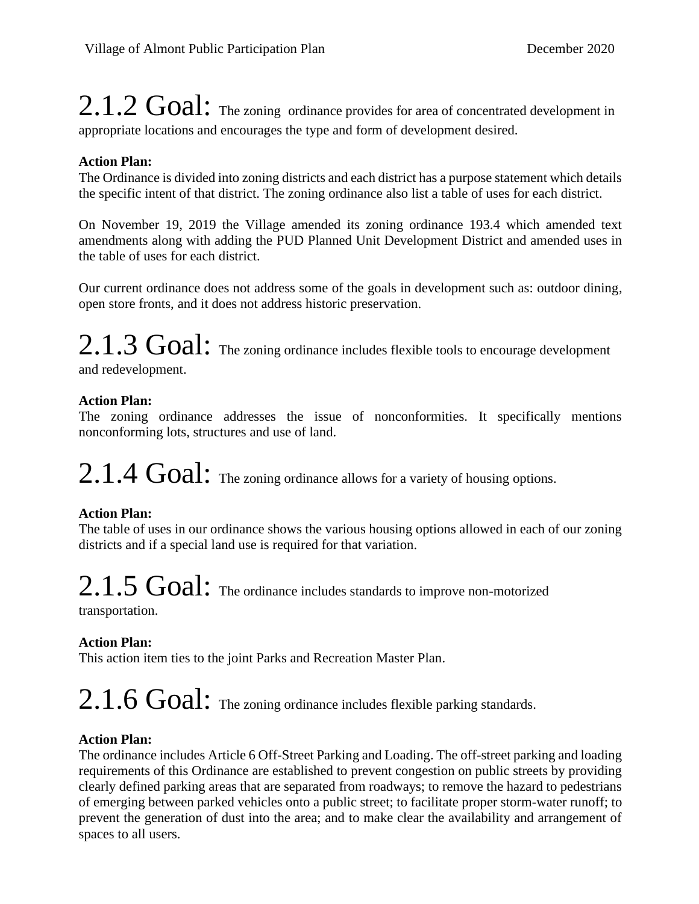## 2.1.2 Goal: The zoning ordinance provides for area of concentrated development in appropriate locations and encourages the type and form of development desired.

**Action Plan:**
The Ordinance is divided into zoning districts and each district has a purpose statement which details the specific intent of that district. The zoning ordinance also list a table of uses for each district.

On November 19, 2019 the Village amended its zoning ordinance 193.4 which amended text amendments along with adding the PUD Planned Unit Development District and amended uses in the table of uses for each district.

Our current ordinance does not address some of the goals in development such as: outdoor dining, open store fronts, and it does not address historic preservation.

## 2.1.3 Goal: The zoning ordinance includes flexible tools to encourage development and redevelopment.

**Action Plan:**
The zoning ordinance addresses the issue of nonconformities. It specifically mentions nonconforming lots, structures and use of land.

## 2.1.4 Goal: The zoning ordinance allows for a variety of housing options.

**Action Plan:**
The table of uses in our ordinance shows the various housing options allowed in each of our zoning districts and if a special land use is required for that variation.

## 2.1.5 Goal: The ordinance includes standards to improve non-motorized transportation.

**Action Plan:**
This action item ties to the joint Parks and Recreation Master Plan.

## 2.1.6 Goal: The zoning ordinance includes flexible parking standards.

**Action Plan:**
The ordinance includes Article 6 Off-Street Parking and Loading. The off-street parking and loading requirements of this Ordinance are established to prevent congestion on public streets by providing clearly defined parking areas that are separated from roadways; to remove the hazard to pedestrians of emerging between parked vehicles onto a public street; to facilitate proper storm-water runoff; to prevent the generation of dust into the area; and to make clear the availability and arrangement of spaces to all users.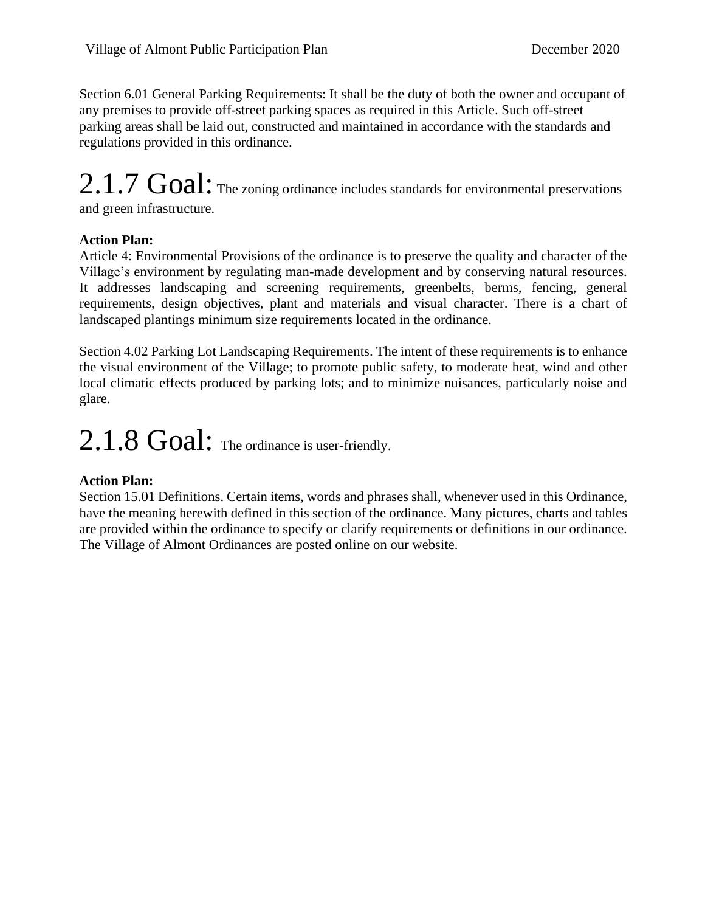Section 6.01 General Parking Requirements: It shall be the duty of both the owner and occupant of any premises to provide off-street parking spaces as required in this Article. Such off-street parking areas shall be laid out, constructed and maintained in accordance with the standards and regulations provided in this ordinance.

## 2.1.7 Goal: The zoning ordinance includes standards for environmental preservations and green infrastructure.

**Action Plan:**
Article 4: Environmental Provisions of the ordinance is to preserve the quality and character of the Village's environment by regulating man-made development and by conserving natural resources. It addresses landscaping and screening requirements, greenbelts, berms, fencing, general requirements, design objectives, plant and materials and visual character. There is a chart of landscaped plantings minimum size requirements located in the ordinance.

Section 4.02 Parking Lot Landscaping Requirements. The intent of these requirements is to enhance the visual environment of the Village; to promote public safety, to moderate heat, wind and other local climatic effects produced by parking lots; and to minimize nuisances, particularly noise and glare.

## 2.1.8 Goal: The ordinance is user-friendly.

**Action Plan:**
Section 15.01 Definitions. Certain items, words and phrases shall, whenever used in this Ordinance, have the meaning herewith defined in this section of the ordinance. Many pictures, charts and tables are provided within the ordinance to specify or clarify requirements or definitions in our ordinance. The Village of Almont Ordinances are posted online on our website.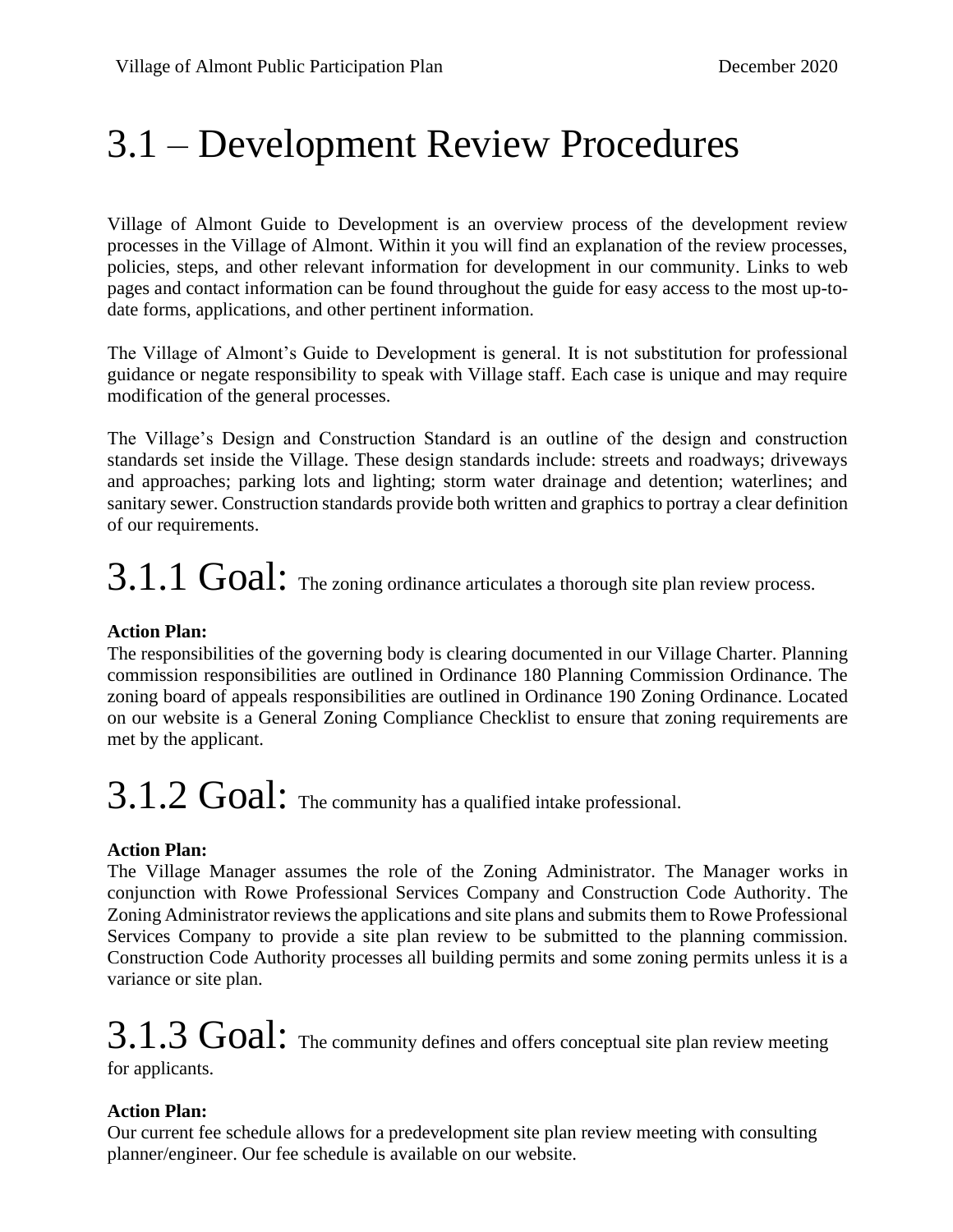# 3.1 – Development Review Procedures

Village of Almont Guide to Development is an overview process of the development review processes in the Village of Almont. Within it you will find an explanation of the review processes, policies, steps, and other relevant information for development in our community. Links to web pages and contact information can be found throughout the guide for easy access to the most up-to-date forms, applications, and other pertinent information.

The Village of Almont's Guide to Development is general. It is not substitution for professional guidance or negate responsibility to speak with Village staff. Each case is unique and may require modification of the general processes.

The Village's Design and Construction Standard is an outline of the design and construction standards set inside the Village. These design standards include: streets and roadways; driveways and approaches; parking lots and lighting; storm water drainage and detention; waterlines; and sanitary sewer. Construction standards provide both written and graphics to portray a clear definition of our requirements.

## 3.1.1 Goal: The zoning ordinance articulates a thorough site plan review process.

**Action Plan:**
The responsibilities of the governing body is clearing documented in our Village Charter. Planning commission responsibilities are outlined in Ordinance 180 Planning Commission Ordinance. The zoning board of appeals responsibilities are outlined in Ordinance 190 Zoning Ordinance. Located on our website is a General Zoning Compliance Checklist to ensure that zoning requirements are met by the applicant.

## 3.1.2 Goal: The community has a qualified intake professional.

**Action Plan:**
The Village Manager assumes the role of the Zoning Administrator. The Manager works in conjunction with Rowe Professional Services Company and Construction Code Authority. The Zoning Administrator reviews the applications and site plans and submits them to Rowe Professional Services Company to provide a site plan review to be submitted to the planning commission. Construction Code Authority processes all building permits and some zoning permits unless it is a variance or site plan.

## 3.1.3 Goal: The community defines and offers conceptual site plan review meeting for applicants.

**Action Plan:**
Our current fee schedule allows for a predevelopment site plan review meeting with consulting planner/engineer. Our fee schedule is available on our website.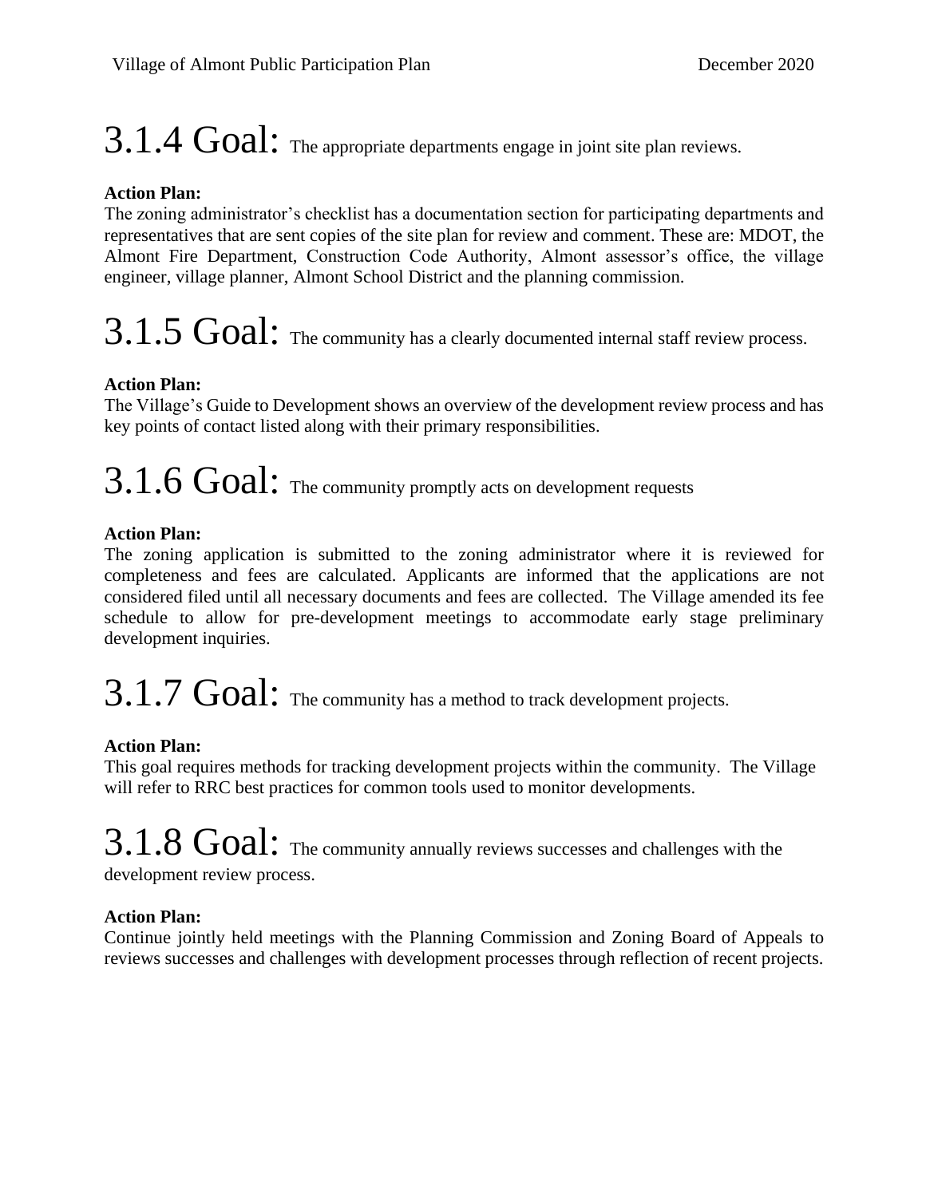## 3.1.4 Goal: The appropriate departments engage in joint site plan reviews.

**Action Plan:**
The zoning administrator's checklist has a documentation section for participating departments and representatives that are sent copies of the site plan for review and comment. These are: MDOT, the Almont Fire Department, Construction Code Authority, Almont assessor's office, the village engineer, village planner, Almont School District and the planning commission.

## 3.1.5 Goal: The community has a clearly documented internal staff review process.

**Action Plan:**
The Village's Guide to Development shows an overview of the development review process and has key points of contact listed along with their primary responsibilities.

## 3.1.6 Goal: The community promptly acts on development requests

**Action Plan:**
The zoning application is submitted to the zoning administrator where it is reviewed for completeness and fees are calculated. Applicants are informed that the applications are not considered filed until all necessary documents and fees are collected. The Village amended its fee schedule to allow for pre-development meetings to accommodate early stage preliminary development inquiries.

## 3.1.7 Goal: The community has a method to track development projects.

**Action Plan:**
This goal requires methods for tracking development projects within the community. The Village will refer to RRC best practices for common tools used to monitor developments.

## 3.1.8 Goal: The community annually reviews successes and challenges with the development review process.

**Action Plan:**
Continue jointly held meetings with the Planning Commission and Zoning Board of Appeals to reviews successes and challenges with development processes through reflection of recent projects.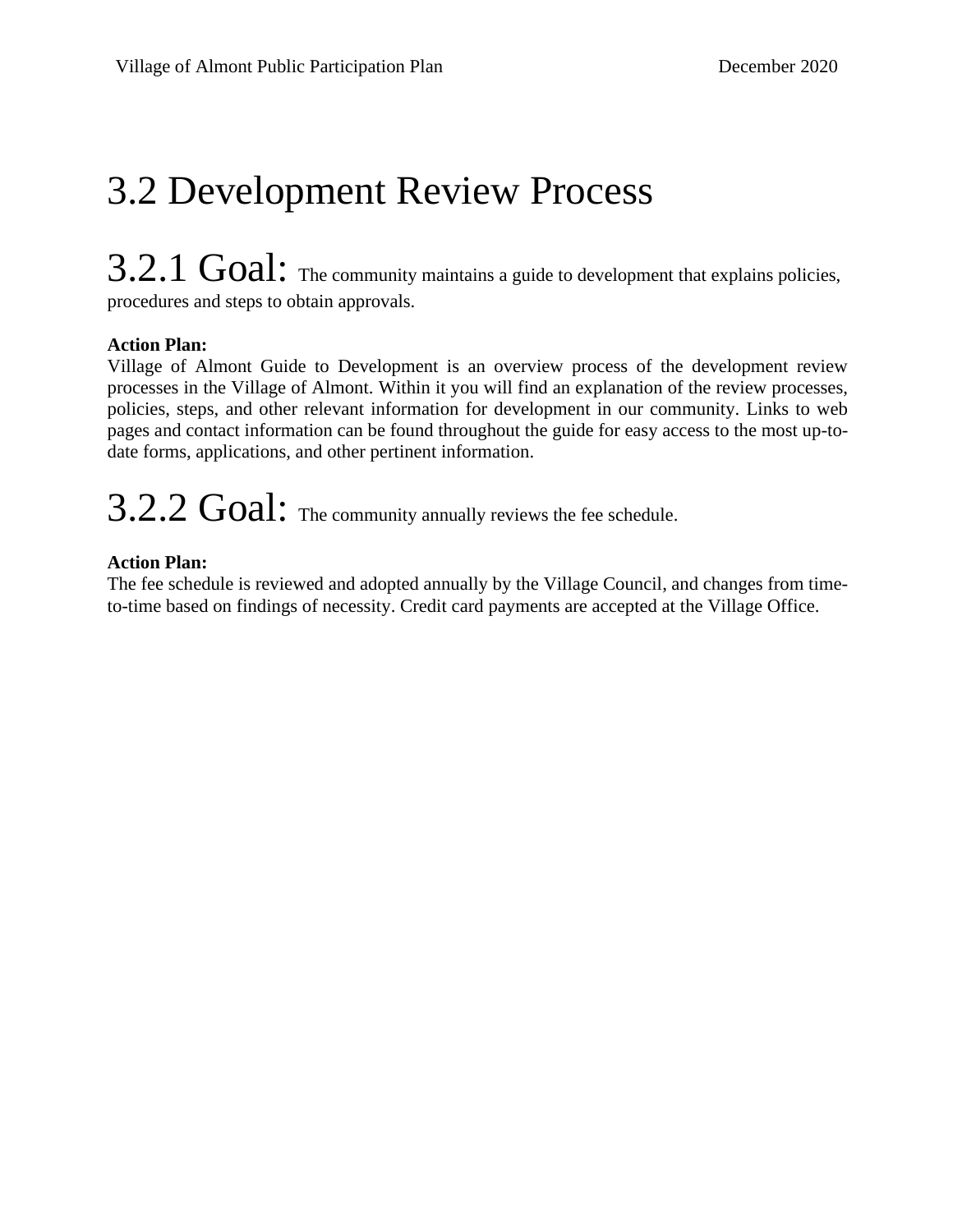# 3.2 Development Review Process

## 3.2.1 Goal: The community maintains a guide to development that explains policies, procedures and steps to obtain approvals.

**Action Plan:**
Village of Almont Guide to Development is an overview process of the development review processes in the Village of Almont. Within it you will find an explanation of the review processes, policies, steps, and other relevant information for development in our community. Links to web pages and contact information can be found throughout the guide for easy access to the most up-to-date forms, applications, and other pertinent information.

## 3.2.2 Goal: The community annually reviews the fee schedule.

**Action Plan:**
The fee schedule is reviewed and adopted annually by the Village Council, and changes from time-to-time based on findings of necessity. Credit card payments are accepted at the Village Office.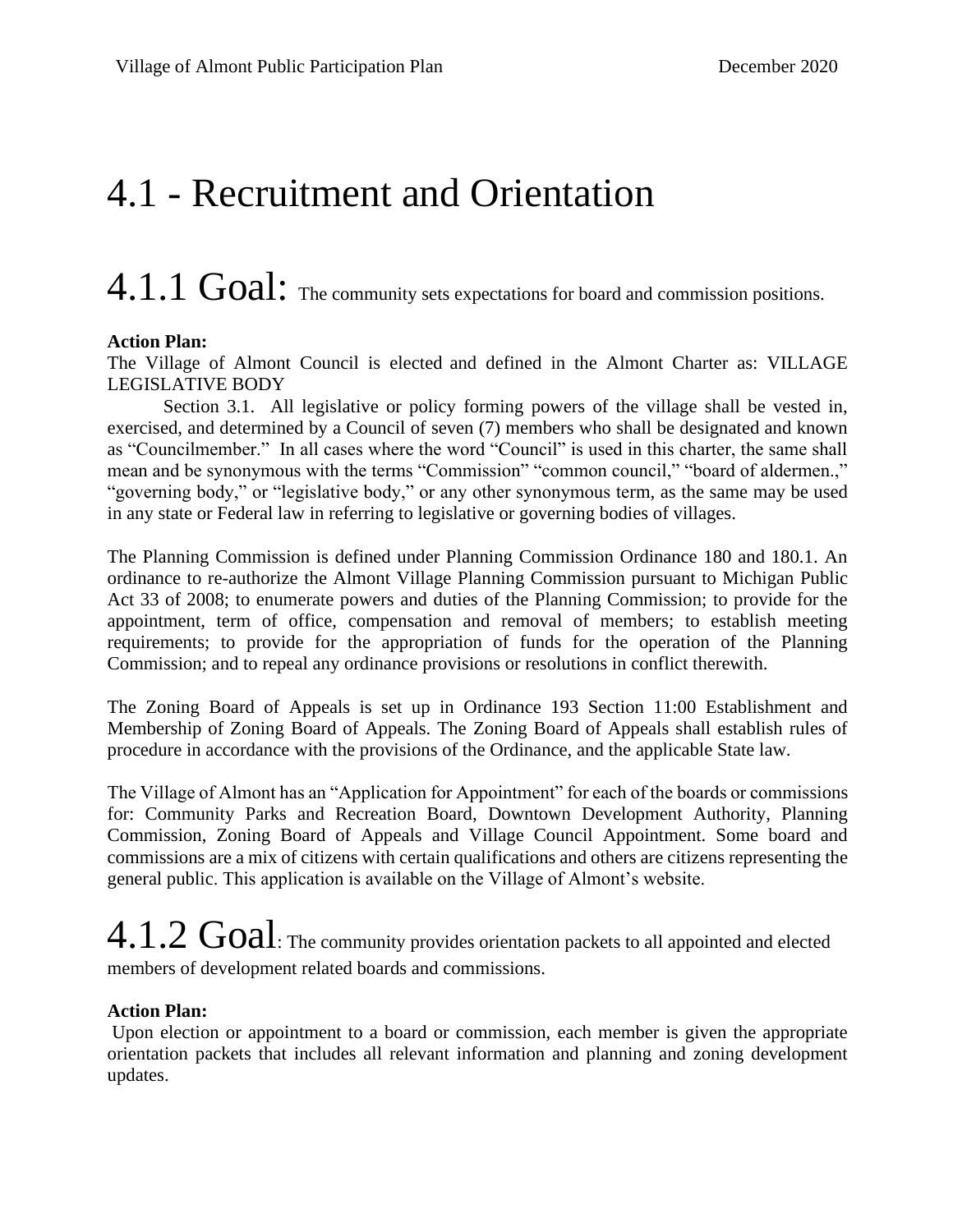# 4.1 - Recruitment and Orientation

## 4.1.1 Goal: The community sets expectations for board and commission positions.

**Action Plan:**

The Village of Almont Council is elected and defined in the Almont Charter as: VILLAGE LEGISLATIVE BODY

Section 3.1. All legislative or policy forming powers of the village shall be vested in, exercised, and determined by a Council of seven (7) members who shall be designated and known as "Councilmember." In all cases where the word "Council" is used in this charter, the same shall mean and be synonymous with the terms "Commission" "common council," "board of aldermen.," "governing body," or "legislative body," or any other synonymous term, as the same may be used in any state or Federal law in referring to legislative or governing bodies of villages.

The Planning Commission is defined under Planning Commission Ordinance 180 and 180.1. An ordinance to re-authorize the Almont Village Planning Commission pursuant to Michigan Public Act 33 of 2008; to enumerate powers and duties of the Planning Commission; to provide for the appointment, term of office, compensation and removal of members; to establish meeting requirements; to provide for the appropriation of funds for the operation of the Planning Commission; and to repeal any ordinance provisions or resolutions in conflict therewith.

The Zoning Board of Appeals is set up in Ordinance 193 Section 11:00 Establishment and Membership of Zoning Board of Appeals. The Zoning Board of Appeals shall establish rules of procedure in accordance with the provisions of the Ordinance, and the applicable State law.

The Village of Almont has an "Application for Appointment" for each of the boards or commissions for: Community Parks and Recreation Board, Downtown Development Authority, Planning Commission, Zoning Board of Appeals and Village Council Appointment. Some board and commissions are a mix of citizens with certain qualifications and others are citizens representing the general public. This application is available on the Village of Almont's website.

## 4.1.2 Goal: The community provides orientation packets to all appointed and elected members of development related boards and commissions.

**Action Plan:**

Upon election or appointment to a board or commission, each member is given the appropriate orientation packets that includes all relevant information and planning and zoning development updates.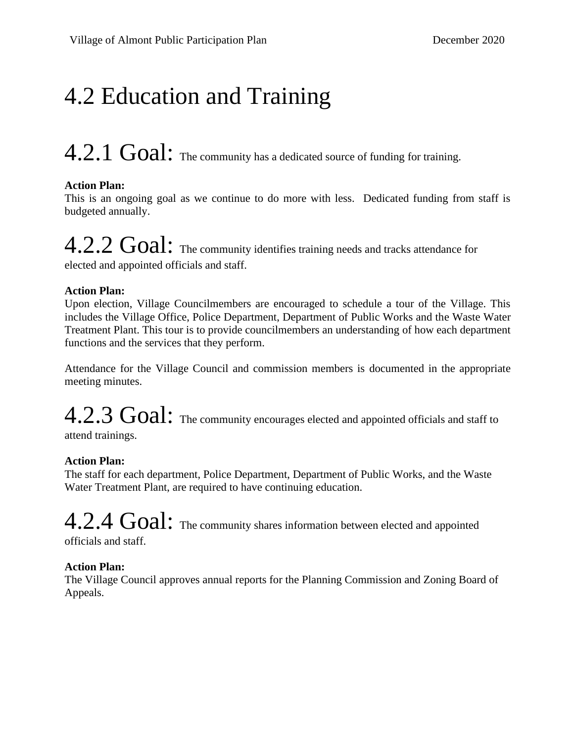# 4.2 Education and Training

## 4.2.1 Goal: The community has a dedicated source of funding for training.

**Action Plan:**
This is an ongoing goal as we continue to do more with less. Dedicated funding from staff is budgeted annually.

## 4.2.2 Goal: The community identifies training needs and tracks attendance for elected and appointed officials and staff.

**Action Plan:**
Upon election, Village Councilmembers are encouraged to schedule a tour of the Village. This includes the Village Office, Police Department, Department of Public Works and the Waste Water Treatment Plant. This tour is to provide councilmembers an understanding of how each department functions and the services that they perform.

Attendance for the Village Council and commission members is documented in the appropriate meeting minutes.

## 4.2.3 Goal: The community encourages elected and appointed officials and staff to attend trainings.

**Action Plan:**
The staff for each department, Police Department, Department of Public Works, and the Waste Water Treatment Plant, are required to have continuing education.

## 4.2.4 Goal: The community shares information between elected and appointed officials and staff.

**Action Plan:**
The Village Council approves annual reports for the Planning Commission and Zoning Board of Appeals.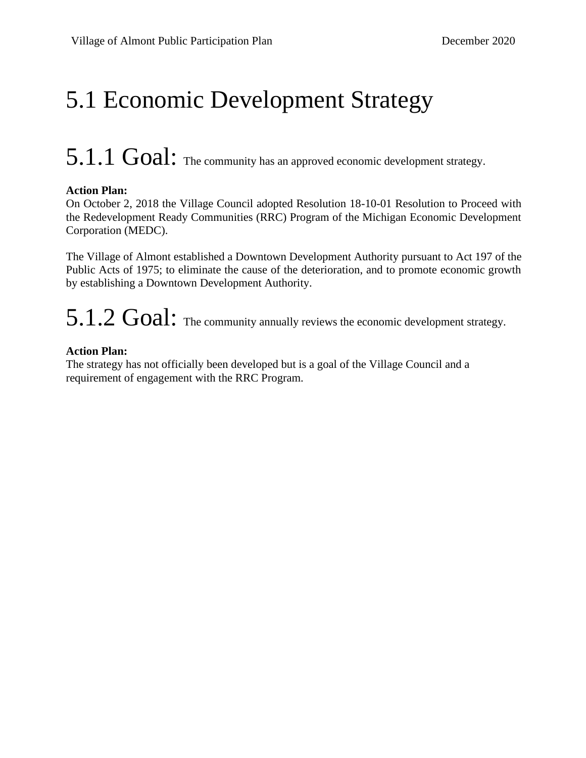# 5.1 Economic Development Strategy

## 5.1.1 Goal: The community has an approved economic development strategy.

**Action Plan:**
On October 2, 2018 the Village Council adopted Resolution 18-10-01 Resolution to Proceed with the Redevelopment Ready Communities (RRC) Program of the Michigan Economic Development Corporation (MEDC).

The Village of Almont established a Downtown Development Authority pursuant to Act 197 of the Public Acts of 1975; to eliminate the cause of the deterioration, and to promote economic growth by establishing a Downtown Development Authority.

## 5.1.2 Goal: The community annually reviews the economic development strategy.

**Action Plan:**
The strategy has not officially been developed but is a goal of the Village Council and a requirement of engagement with the RRC Program.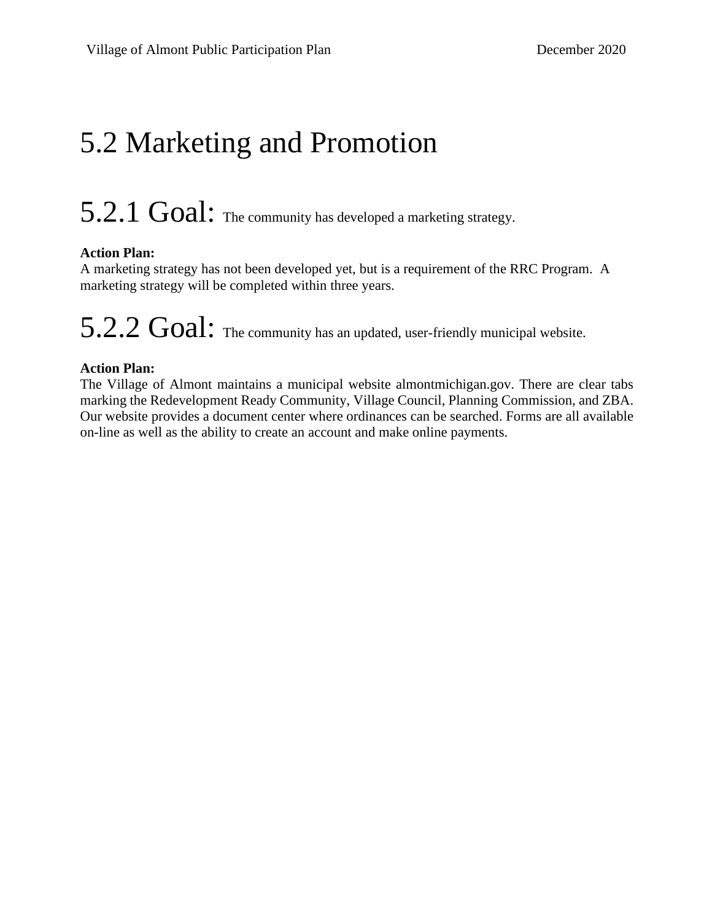# 5.2 Marketing and Promotion

## 5.2.1 Goal: The community has developed a marketing strategy.

**Action Plan:**
A marketing strategy has not been developed yet, but is a requirement of the RRC Program. A marketing strategy will be completed within three years.

## 5.2.2 Goal: The community has an updated, user-friendly municipal website.

**Action Plan:**
The Village of Almont maintains a municipal website almontmichigan.gov. There are clear tabs marking the Redevelopment Ready Community, Village Council, Planning Commission, and ZBA. Our website provides a document center where ordinances can be searched. Forms are all available on-line as well as the ability to create an account and make online payments.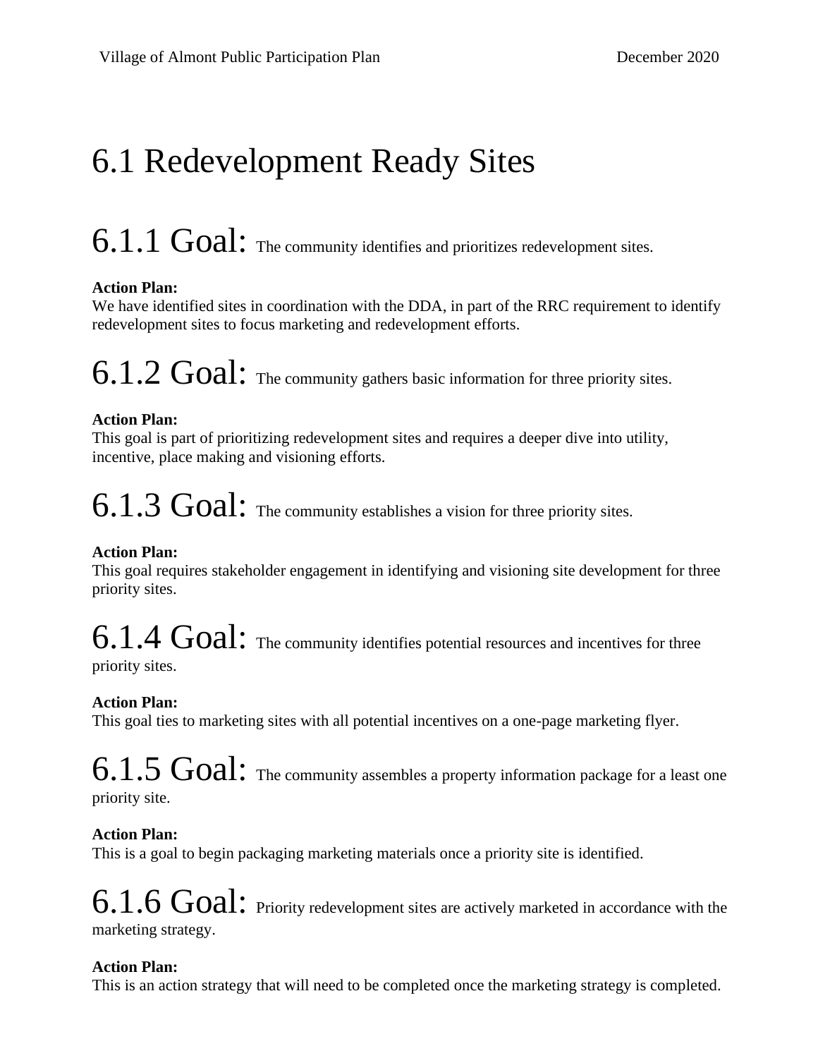# 6.1 Redevelopment Ready Sites

## 6.1.1 Goal: The community identifies and prioritizes redevelopment sites.

**Action Plan:**
We have identified sites in coordination with the DDA, in part of the RRC requirement to identify redevelopment sites to focus marketing and redevelopment efforts.

## 6.1.2 Goal: The community gathers basic information for three priority sites.

**Action Plan:**
This goal is part of prioritizing redevelopment sites and requires a deeper dive into utility, incentive, place making and visioning efforts.

## 6.1.3 Goal: The community establishes a vision for three priority sites.

**Action Plan:**
This goal requires stakeholder engagement in identifying and visioning site development for three priority sites.

## 6.1.4 Goal: The community identifies potential resources and incentives for three priority sites.

**Action Plan:**
This goal ties to marketing sites with all potential incentives on a one-page marketing flyer.

## 6.1.5 Goal: The community assembles a property information package for a least one priority site.

**Action Plan:**
This is a goal to begin packaging marketing materials once a priority site is identified.

## 6.1.6 Goal: Priority redevelopment sites are actively marketed in accordance with the marketing strategy.

**Action Plan:**
This is an action strategy that will need to be completed once the marketing strategy is completed.